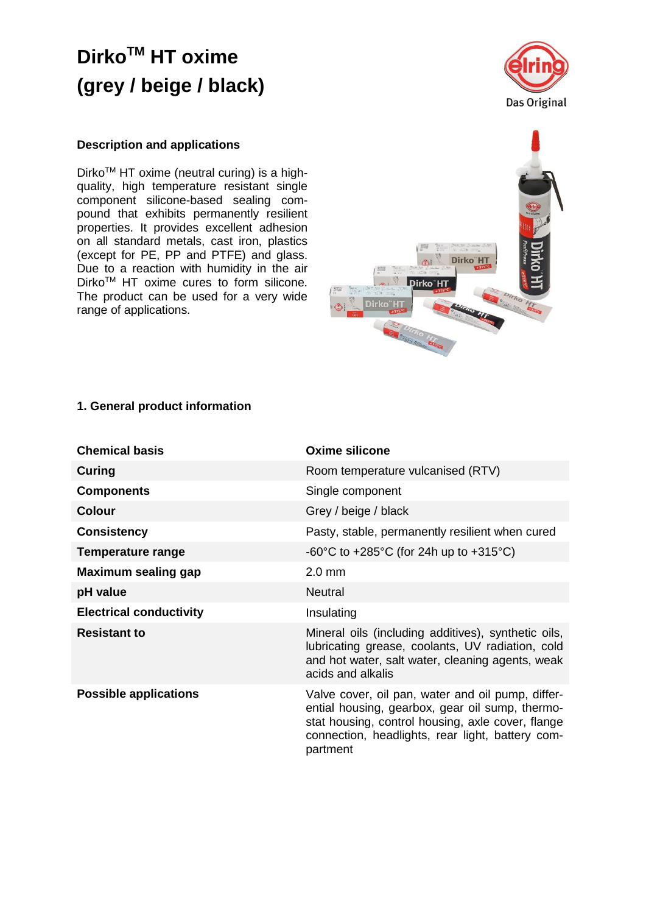# Dirko[TM] HT oxime (grey / beige / black)

## Description and applications

Dirko[TM] HT oxime (neutral curing) is a high-quality, high temperature resistant single component silicone-based sealing compound that exhibits permanently resilient properties. It provides excellent adhesion on all standard metals, cast iron, plastics (except for PE, PP and PTFE) and glass. Due to a reaction with humidity in the air Dirko[TM] HT oxime cures to form silicone. The product can be used for a very wide range of applications.

## 1. General product information

| Chemical basis | Oxime silicone |
|---|---|
| **Curing** | Room temperature vulcanised (RTV) |
| **Components** | Single component |
| **Colour** | Grey / beige / black |
| **Consistency** | Pasty, stable, permanently resilient when cured |
| **Temperature range** | -60°C to +285°C (for 24h up to +315°C) |
| **Maximum sealing gap** | 2.0 mm |
| **pH value** | Neutral |
| **Electrical conductivity** | Insulating |
| **Resistant to** | Mineral oils (including additives), synthetic oils, lubricating grease, coolants, UV radiation, cold and hot water, salt water, cleaning agents, weak acids and alkalis |
| **Possible applications** | Valve cover, oil pan, water and oil pump, differential housing, gearbox, gear oil sump, thermostat housing, control housing, axle cover, flange connection, headlights, rear light, battery compartment |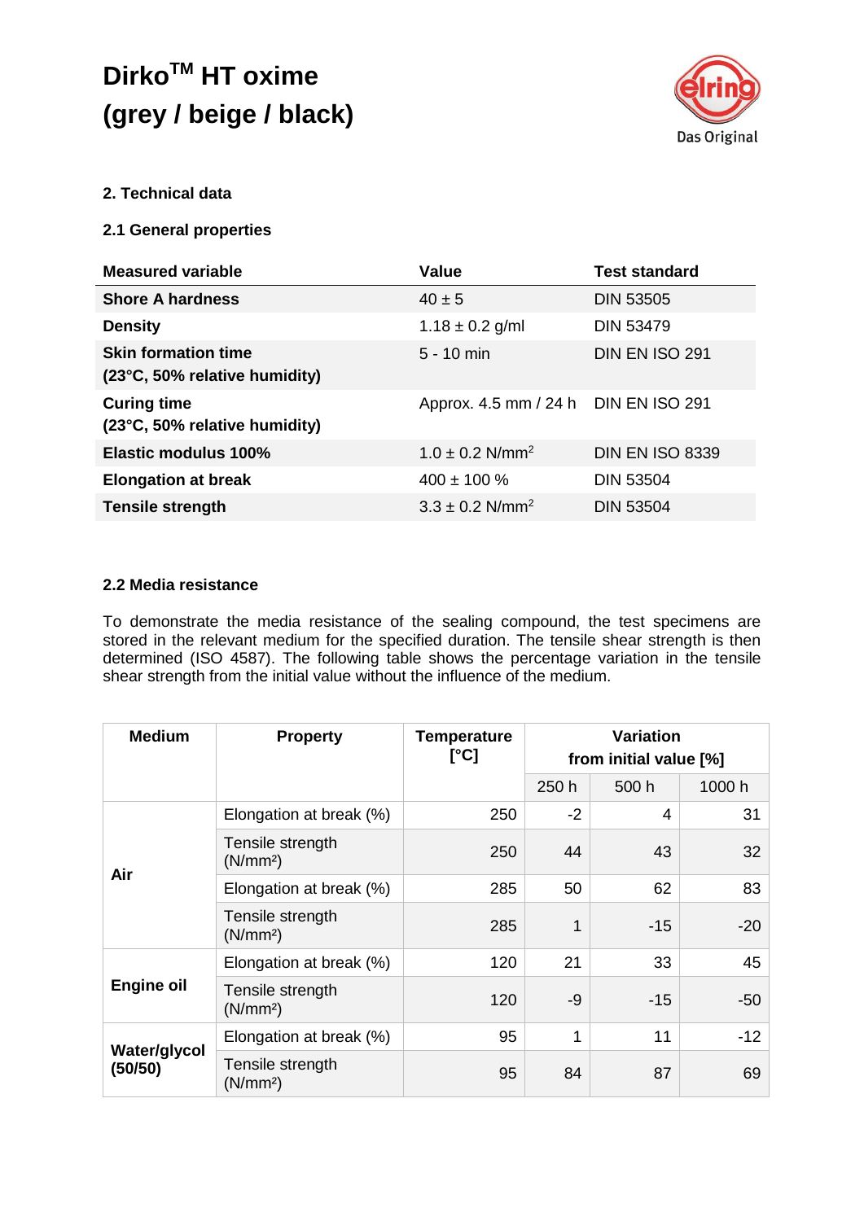# Dirko™ HT oxime (grey / beige / black)

## 2. Technical data

### 2.1 General properties

| Measured variable | Value | Test standard |
|---|---|---|
| **Shore A hardness** | 40 ± 5 | DIN 53505 |
| **Density** | 1.18 ± 0.2 g/ml | DIN 53479 |
| **Skin formation time (23°C, 50% relative humidity)** | 5 - 10 min | DIN EN ISO 291 |
| **Curing time (23°C, 50% relative humidity)** | Approx. 4.5 mm / 24 h | DIN EN ISO 291 |
| **Elastic modulus 100%** | 1.0 ± 0.2 N/mm² | DIN EN ISO 8339 |
| **Elongation at break** | 400 ± 100 % | DIN 53504 |
| **Tensile strength** | 3.3 ± 0.2 N/mm² | DIN 53504 |

### 2.2 Media resistance

To demonstrate the media resistance of the sealing compound, the test specimens are stored in the relevant medium for the specified duration. The tensile shear strength is then determined (ISO 4587). The following table shows the percentage variation in the tensile shear strength from the initial value without the influence of the medium.

| Medium | Property | Temperature [°C] | Variation from initial value [%] | | |
|---|---|---|---|---|---|
| | | | 250 h | 500 h | 1000 h |
| **Air** | Elongation at break (%) | 250 | -2 | 4 | 31 |
| | Tensile strength (N/mm²) | 250 | 44 | 43 | 32 |
| | Elongation at break (%) | 285 | 50 | 62 | 83 |
| | Tensile strength (N/mm²) | 285 | 1 | -15 | -20 |
| **Engine oil** | Elongation at break (%) | 120 | 21 | 33 | 45 |
| | Tensile strength (N/mm²) | 120 | -9 | -15 | -50 |
| **Water/glycol (50/50)** | Elongation at break (%) | 95 | 1 | 11 | -12 |
| | Tensile strength (N/mm²) | 95 | 84 | 87 | 69 |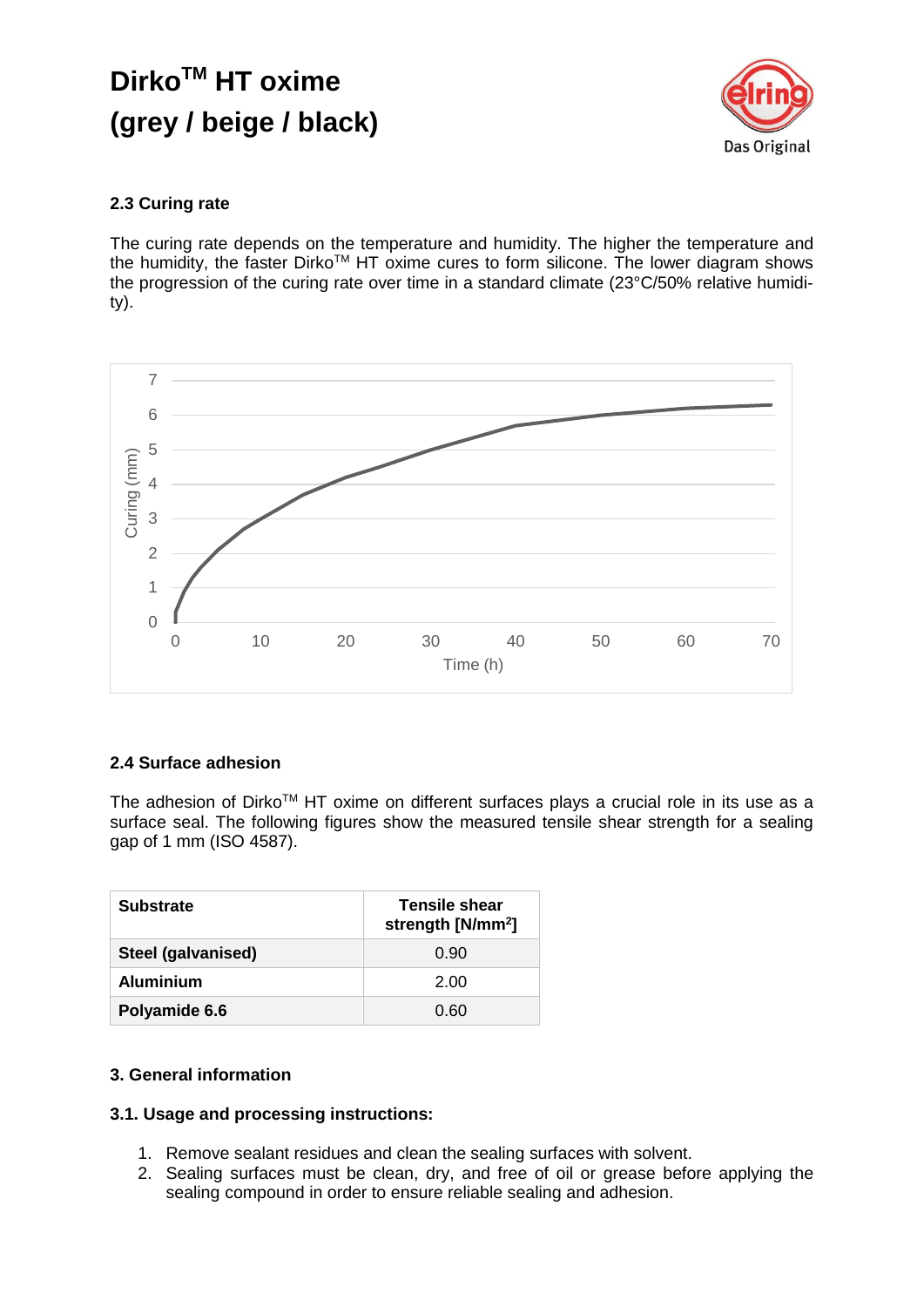# Dirko™ HT oxime (grey / beige / black)

### 2.3 Curing rate

The curing rate depends on the temperature and humidity. The higher the temperature and the humidity, the faster Dirko™ HT oxime cures to form silicone. The lower diagram shows the progression of the curing rate over time in a standard climate (23°C/50% relative humidity).

### 2.4 Surface adhesion

The adhesion of Dirko™ HT oxime on different surfaces plays a crucial role in its use as a surface seal. The following figures show the measured tensile shear strength for a sealing gap of 1 mm (ISO 4587).

| Substrate | Tensile shear strength [N/mm²] |
|---|---|
| **Steel (galvanised)** | 0.90 |
| **Aluminium** | 2.00 |
| **Polyamide 6.6** | 0.60 |

### 3. General information

### 3.1. Usage and processing instructions:

1. Remove sealant residues and clean the sealing surfaces with solvent.
2. Sealing surfaces must be clean, dry, and free of oil or grease before applying the sealing compound in order to ensure reliable sealing and adhesion.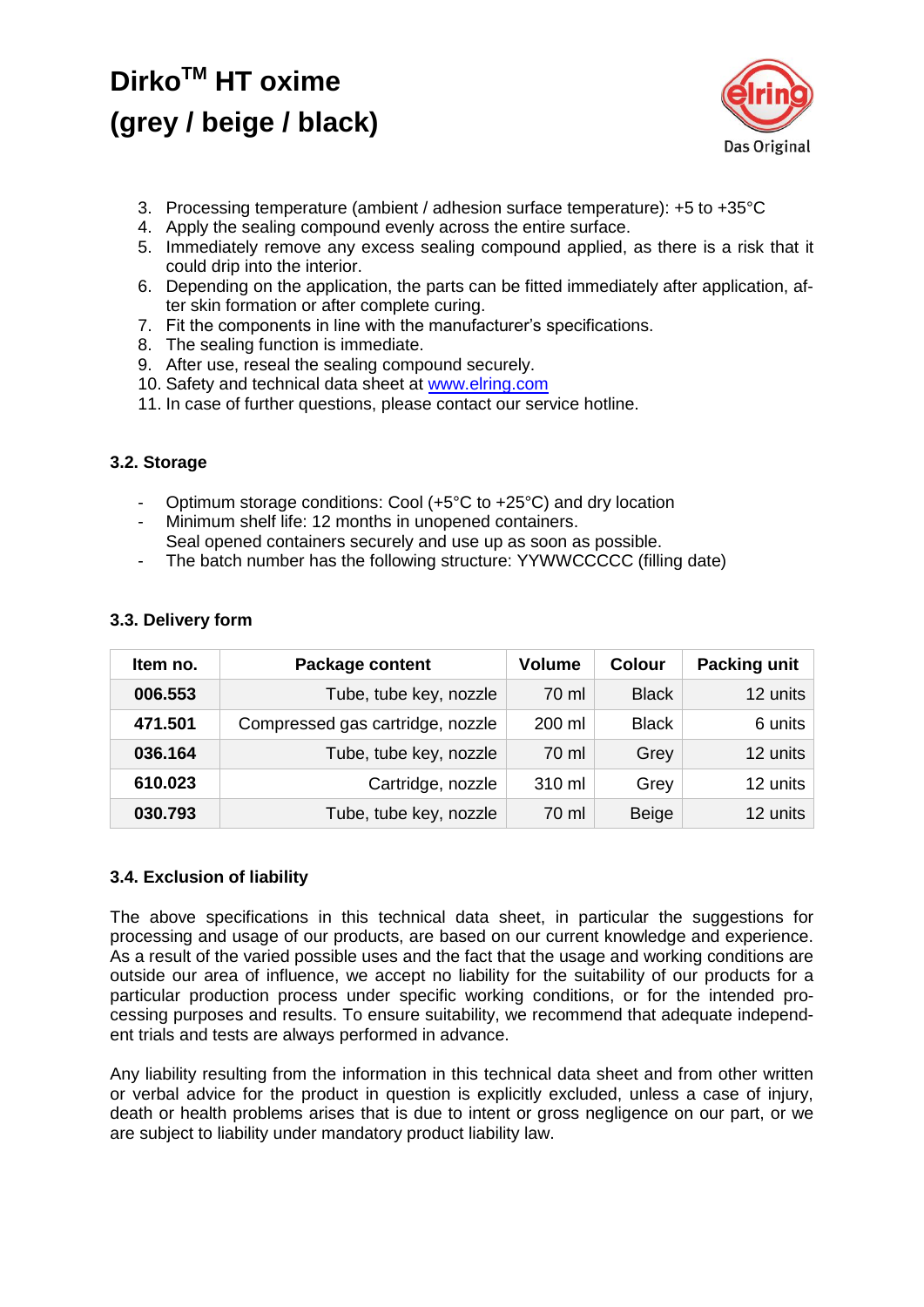# Dirko$^{TM}$ HT oxime (grey / beige / black)

3. Processing temperature (ambient / adhesion surface temperature): +5 to +35°C
4. Apply the sealing compound evenly across the entire surface.
5. Immediately remove any excess sealing compound applied, as there is a risk that it could drip into the interior.
6. Depending on the application, the parts can be fitted immediately after application, after skin formation or after complete curing.
7. Fit the components in line with the manufacturer's specifications.
8. The sealing function is immediate.
9. After use, reseal the sealing compound securely.
10. Safety and technical data sheet at www.elring.com
11. In case of further questions, please contact our service hotline.

### 3.2. Storage

- Optimum storage conditions: Cool (+5°C to +25°C) and dry location
- Minimum shelf life: 12 months in unopened containers.
  Seal opened containers securely and use up as soon as possible.
- The batch number has the following structure: YYWWCCCCC (filling date)

### 3.3. Delivery form

| Item no. | Package content | Volume | Colour | Packing unit |
|---|---|---|---|---|
| **006.553** | Tube, tube key, nozzle | 70 ml | Black | 12 units |
| **471.501** | Compressed gas cartridge, nozzle | 200 ml | Black | 6 units |
| **036.164** | Tube, tube key, nozzle | 70 ml | Grey | 12 units |
| **610.023** | Cartridge, nozzle | 310 ml | Grey | 12 units |
| **030.793** | Tube, tube key, nozzle | 70 ml | Beige | 12 units |

### 3.4. Exclusion of liability

The above specifications in this technical data sheet, in particular the suggestions for processing and usage of our products, are based on our current knowledge and experience. As a result of the varied possible uses and the fact that the usage and working conditions are outside our area of influence, we accept no liability for the suitability of our products for a particular production process under specific working conditions, or for the intended processing purposes and results. To ensure suitability, we recommend that adequate independent trials and tests are always performed in advance.

Any liability resulting from the information in this technical data sheet and from other written or verbal advice for the product in question is explicitly excluded, unless a case of injury, death or health problems arises that is due to intent or gross negligence on our part, or we are subject to liability under mandatory product liability law.